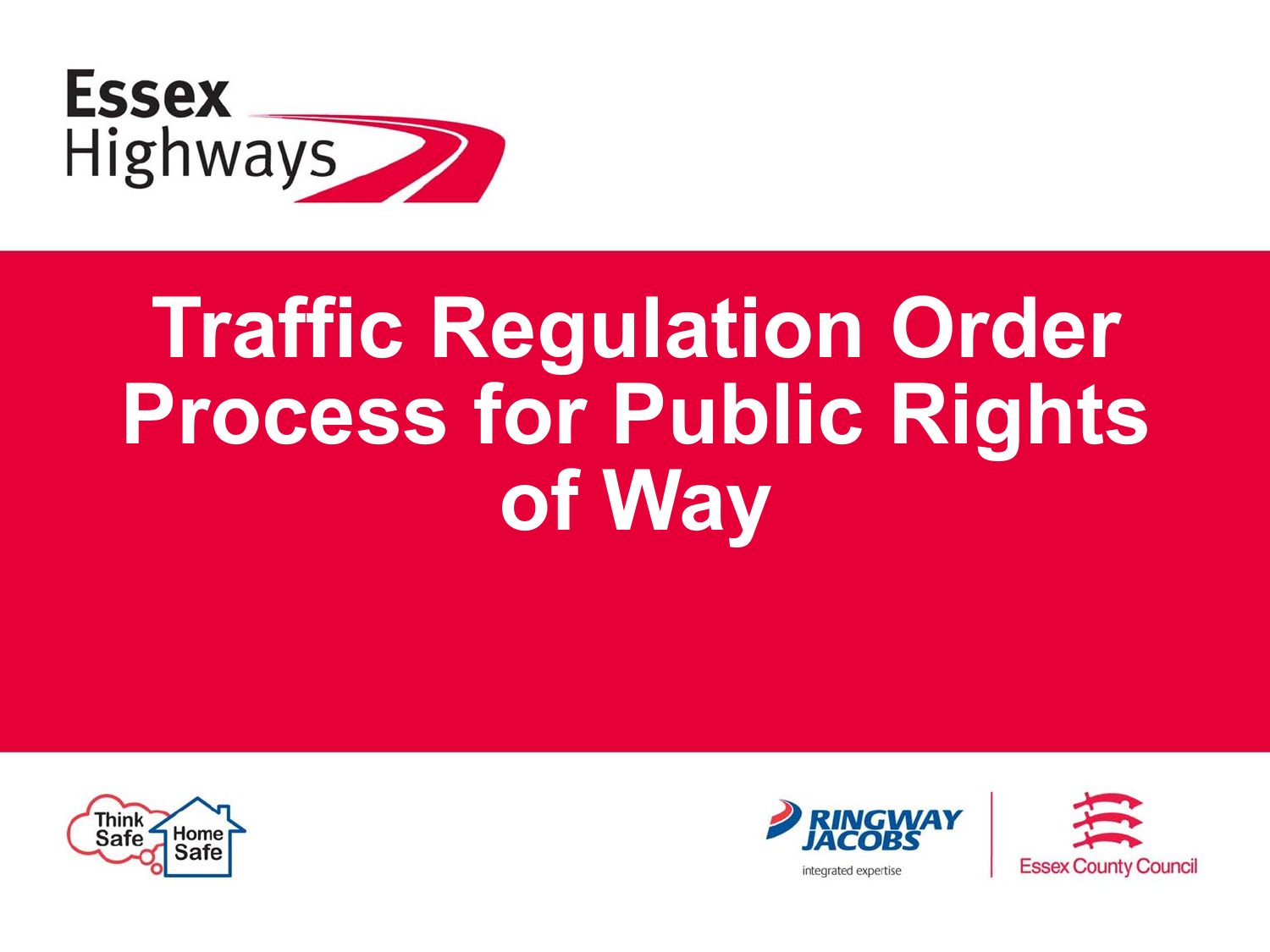Essex Highways

# Traffic Regulation Order Process for Public Rights of Way

Think Safe Home Safe

RINGWAY JACOBS integrated expertise

Essex County Council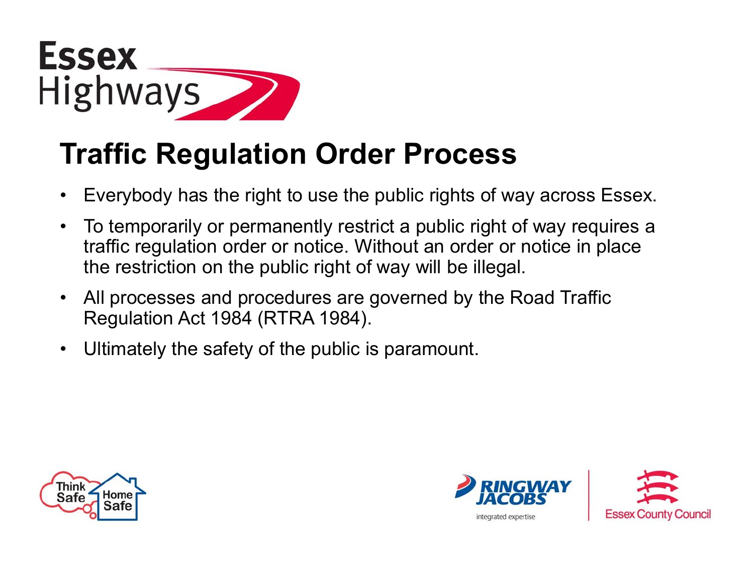# Traffic Regulation Order Process

- Everybody has the right to use the public rights of way across Essex.
- To temporarily or permanently restrict a public right of way requires a traffic regulation order or notice. Without an order or notice in place the restriction on the public right of way will be illegal.
- All processes and procedures are governed by the Road Traffic Regulation Act 1984 (RTRA 1984).
- Ultimately the safety of the public is paramount.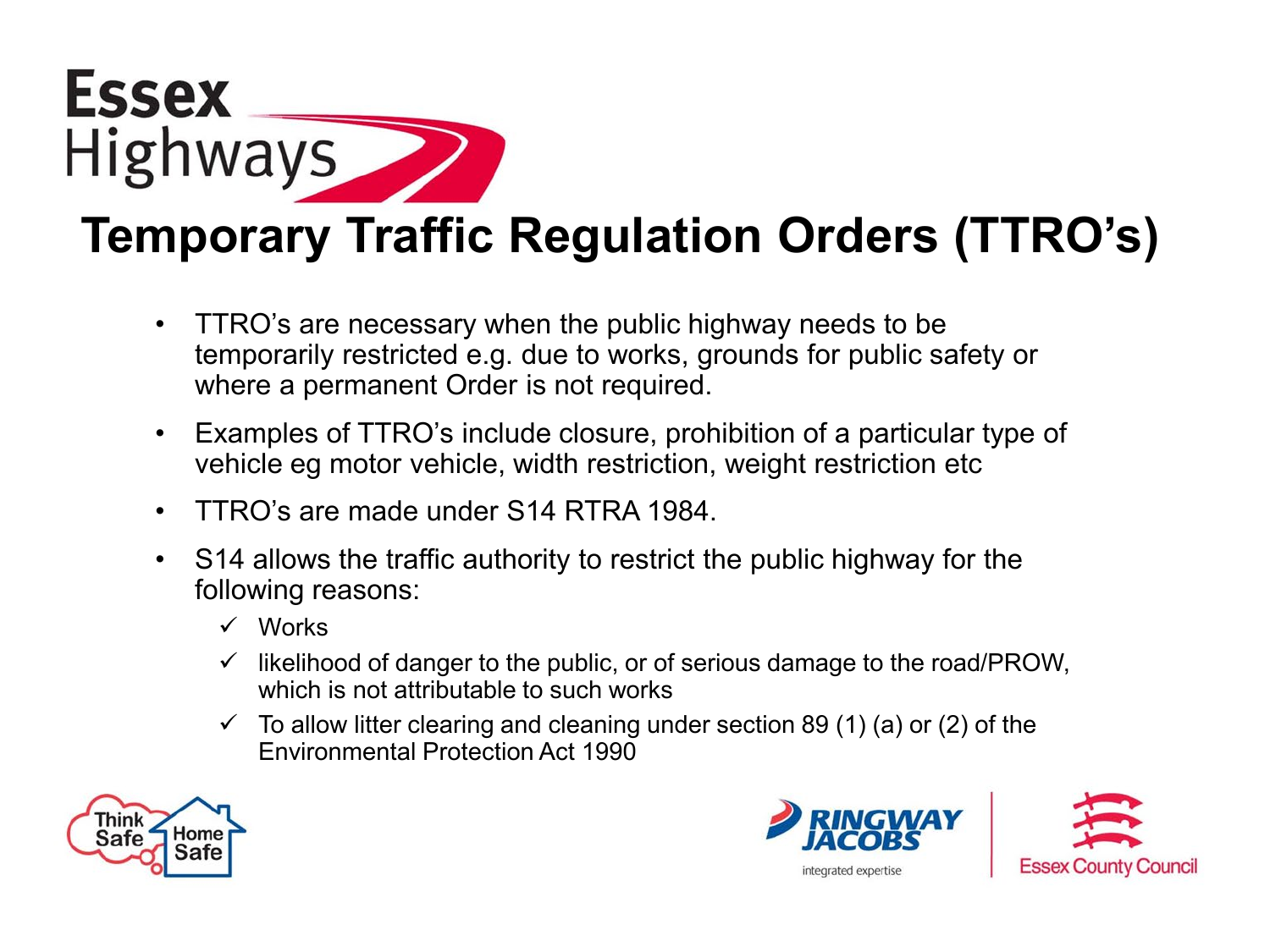# Temporary Traffic Regulation Orders (TTRO's)

- TTRO's are necessary when the public highway needs to be temporarily restricted e.g. due to works, grounds for public safety or where a permanent Order is not required.
- Examples of TTRO's include closure, prohibition of a particular type of vehicle eg motor vehicle, width restriction, weight restriction etc
- TTRO's are made under S14 RTRA 1984.
- S14 allows the traffic authority to restrict the public highway for the following reasons:
  - ✓ Works
  - ✓ likelihood of danger to the public, or of serious damage to the road/PROW, which is not attributable to such works
  - ✓ To allow litter clearing and cleaning under section 89 (1) (a) or (2) of the Environmental Protection Act 1990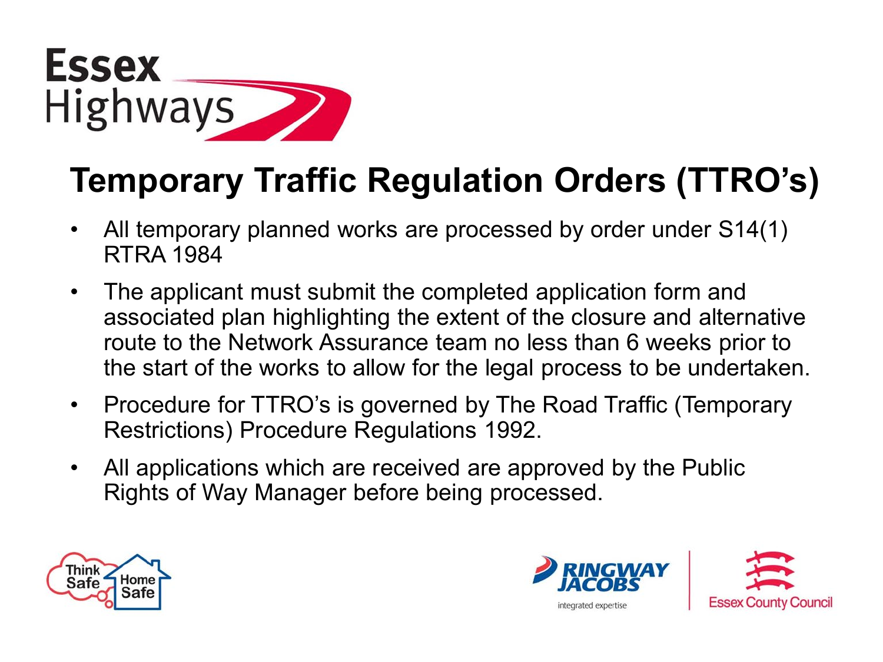# Temporary Traffic Regulation Orders (TTRO's)

- All temporary planned works are processed by order under S14(1) RTRA 1984
- The applicant must submit the completed application form and associated plan highlighting the extent of the closure and alternative route to the Network Assurance team no less than 6 weeks prior to the start of the works to allow for the legal process to be undertaken.
- Procedure for TTRO's is governed by The Road Traffic (Temporary Restrictions) Procedure Regulations 1992.
- All applications which are received are approved by the Public Rights of Way Manager before being processed.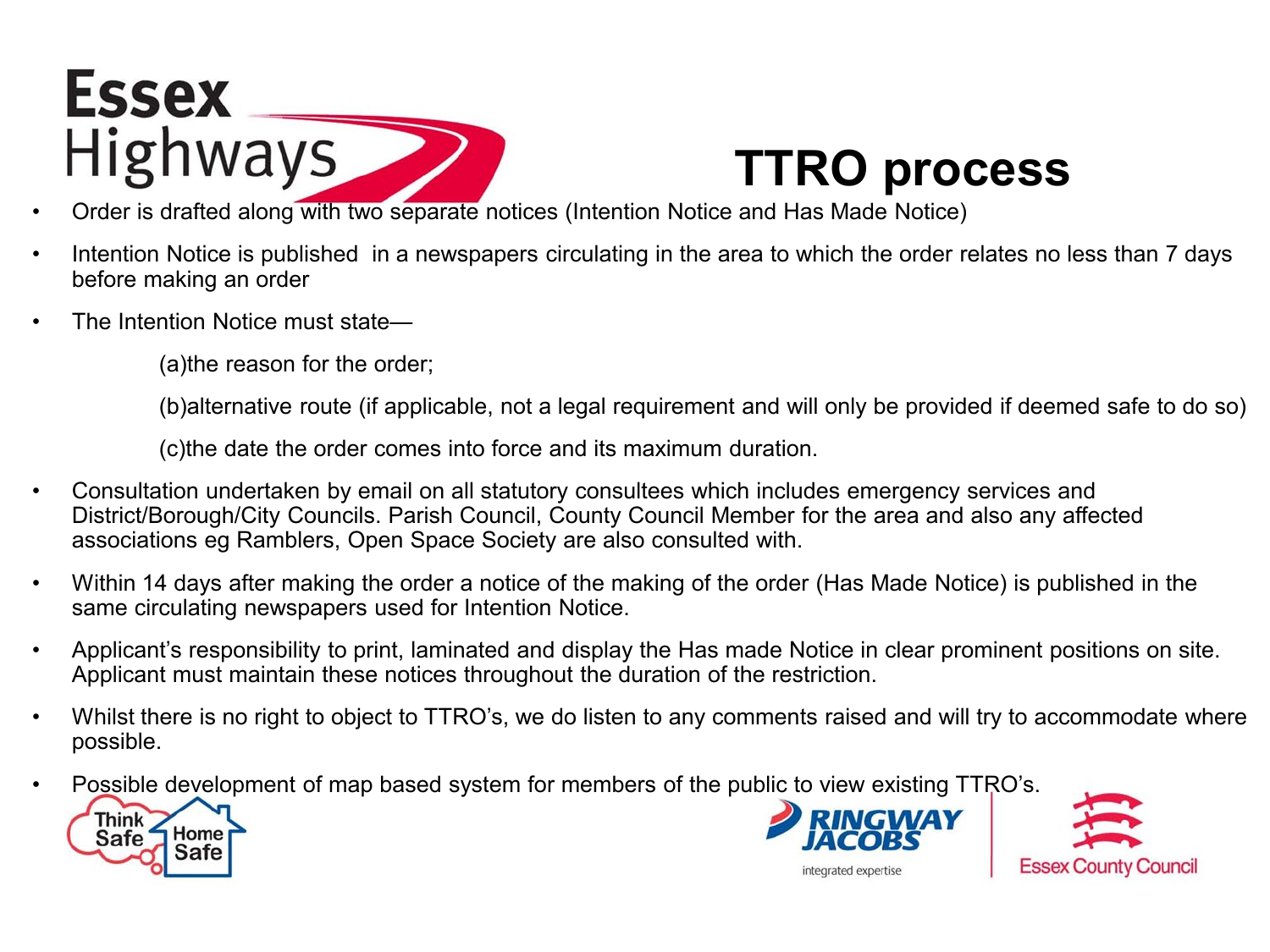# TTRO process

- Order is drafted along with two separate notices (Intention Notice and Has Made Notice)
- Intention Notice is published in a newspapers circulating in the area to which the order relates no less than 7 days before making an order
- The Intention Notice must state—

  (a)the reason for the order;

  (b)alternative route (if applicable, not a legal requirement and will only be provided if deemed safe to do so)

  (c)the date the order comes into force and its maximum duration.

- Consultation undertaken by email on all statutory consultees which includes emergency services and District/Borough/City Councils. Parish Council, County Council Member for the area and also any affected associations eg Ramblers, Open Space Society are also consulted with.
- Within 14 days after making the order a notice of the making of the order (Has Made Notice) is published in the same circulating newspapers used for Intention Notice.
- Applicant's responsibility to print, laminated and display the Has made Notice in clear prominent positions on site. Applicant must maintain these notices throughout the duration of the restriction.
- Whilst there is no right to object to TTRO's, we do listen to any comments raised and will try to accommodate where possible.
- Possible development of map based system for members of the public to view existing TTRO's.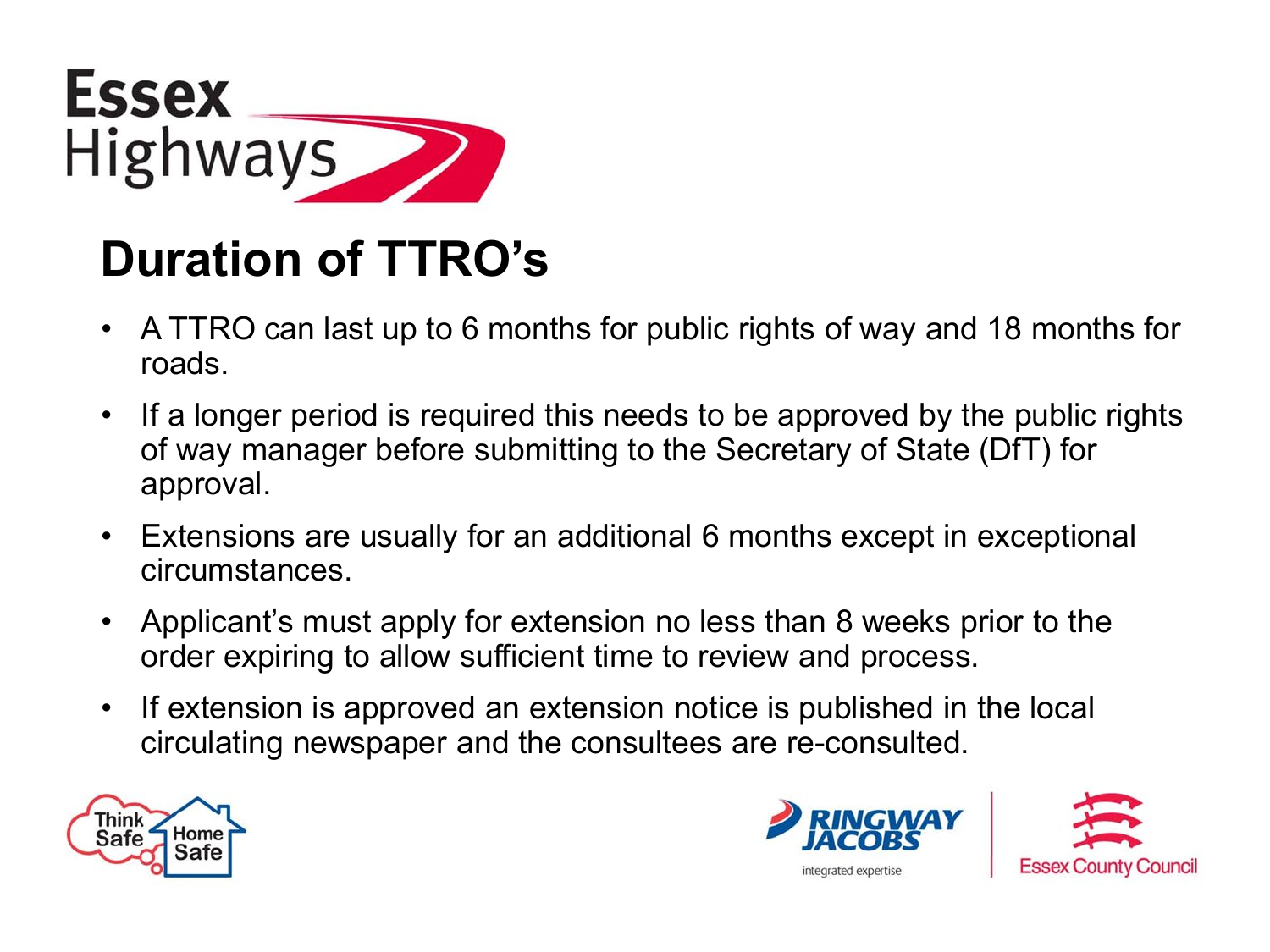## Duration of TTRO's

- A TTRO can last up to 6 months for public rights of way and 18 months for roads.
- If a longer period is required this needs to be approved by the public rights of way manager before submitting to the Secretary of State (DfT) for approval.
- Extensions are usually for an additional 6 months except in exceptional circumstances.
- Applicant's must apply for extension no less than 8 weeks prior to the order expiring to allow sufficient time to review and process.
- If extension is approved an extension notice is published in the local circulating newspaper and the consultees are re-consulted.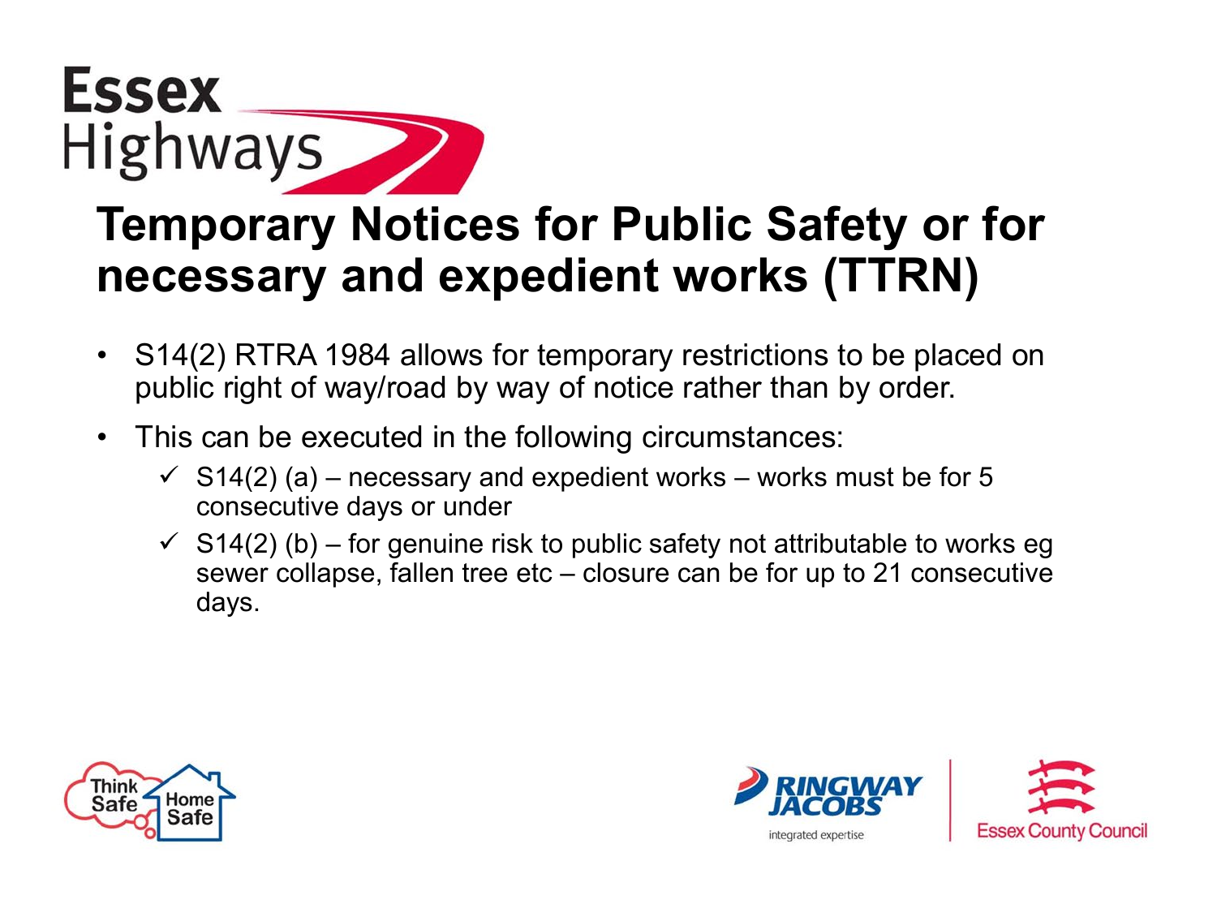# Temporary Notices for Public Safety or for necessary and expedient works (TTRN)

- S14(2) RTRA 1984 allows for temporary restrictions to be placed on public right of way/road by way of notice rather than by order.
- This can be executed in the following circumstances:
  - ✓ S14(2) (a) – necessary and expedient works – works must be for 5 consecutive days or under
  - ✓ S14(2) (b) – for genuine risk to public safety not attributable to works eg sewer collapse, fallen tree etc – closure can be for up to 21 consecutive days.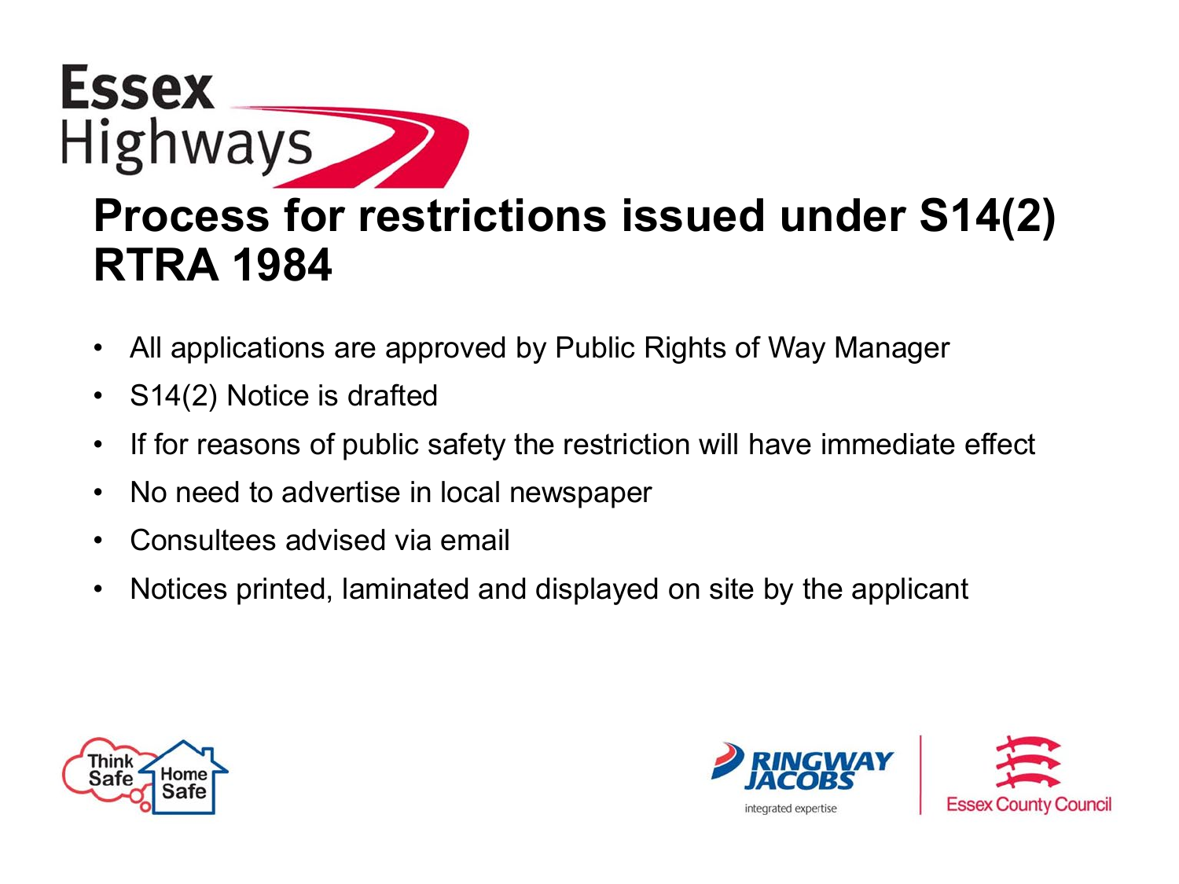# Process for restrictions issued under S14(2) RTRA 1984

- All applications are approved by Public Rights of Way Manager
- S14(2) Notice is drafted
- If for reasons of public safety the restriction will have immediate effect
- No need to advertise in local newspaper
- Consultees advised via email
- Notices printed, laminated and displayed on site by the applicant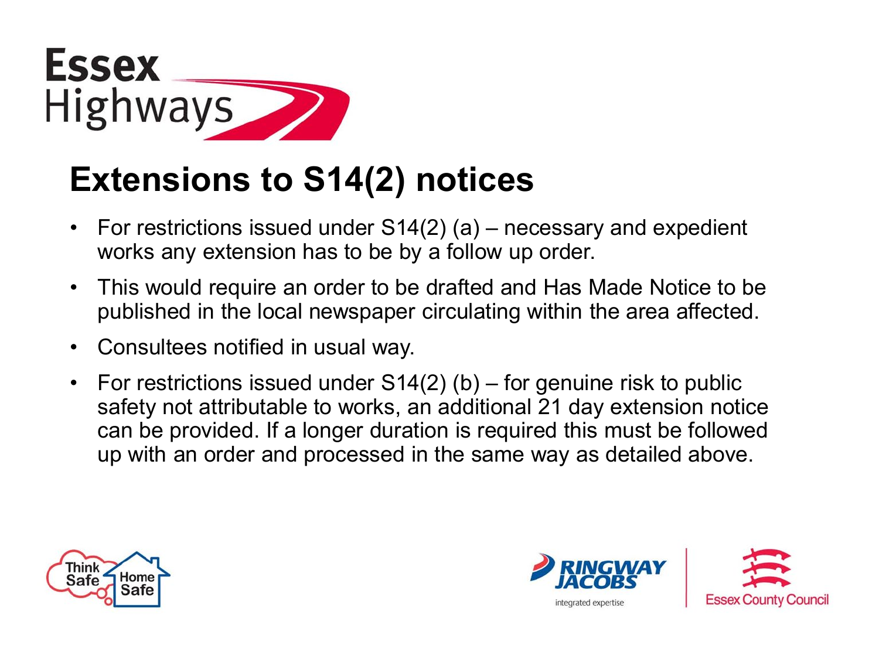# Extensions to S14(2) notices

- For restrictions issued under S14(2) (a) – necessary and expedient works any extension has to be by a follow up order.
- This would require an order to be drafted and Has Made Notice to be published in the local newspaper circulating within the area affected.
- Consultees notified in usual way.
- For restrictions issued under S14(2) (b) – for genuine risk to public safety not attributable to works, an additional 21 day extension notice can be provided. If a longer duration is required this must be followed up with an order and processed in the same way as detailed above.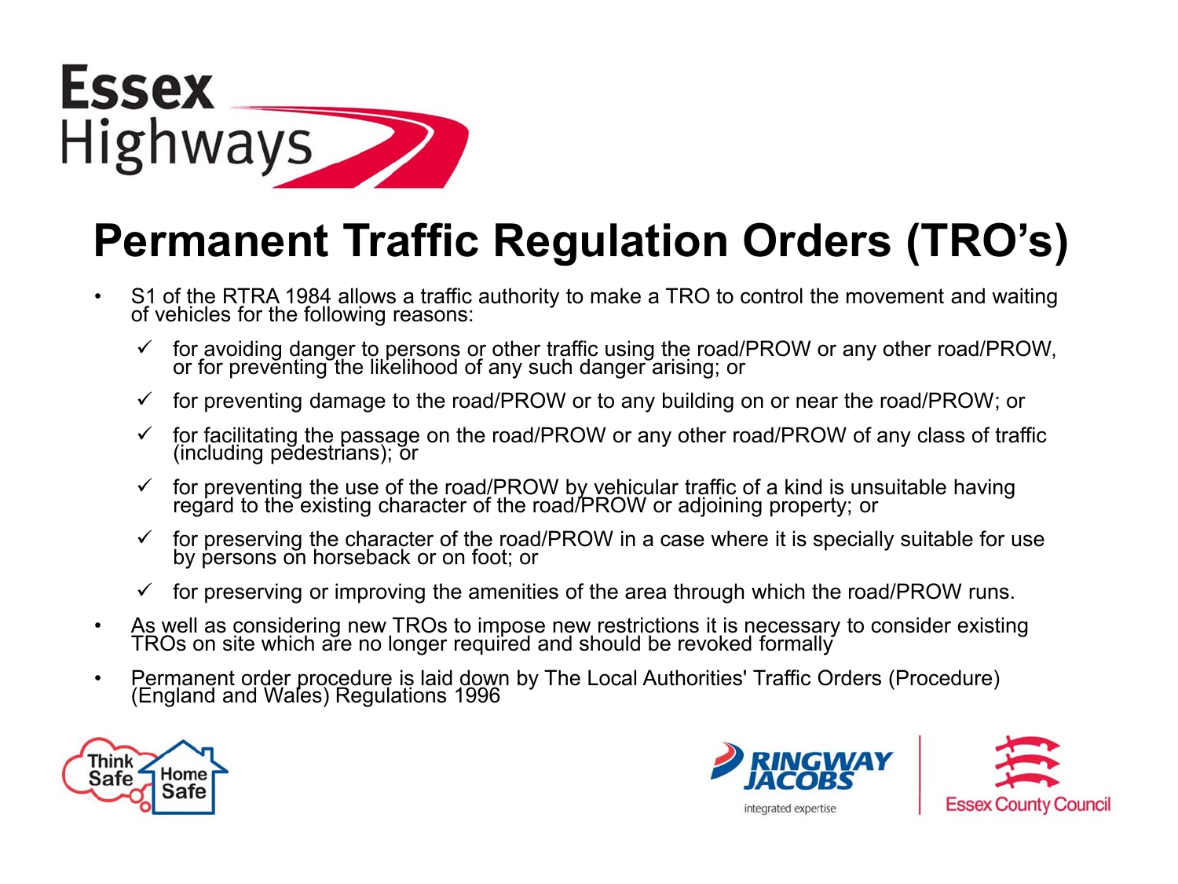# Permanent Traffic Regulation Orders (TRO's)

- S1 of the RTRA 1984 allows a traffic authority to make a TRO to control the movement and waiting of vehicles for the following reasons:
  - ✓ for avoiding danger to persons or other traffic using the road/PROW or any other road/PROW, or for preventing the likelihood of any such danger arising; or
  - ✓ for preventing damage to the road/PROW or to any building on or near the road/PROW; or
  - ✓ for facilitating the passage on the road/PROW or any other road/PROW of any class of traffic (including pedestrians); or
  - ✓ for preventing the use of the road/PROW by vehicular traffic of a kind is unsuitable having regard to the existing character of the road/PROW or adjoining property; or
  - ✓ for preserving the character of the road/PROW in a case where it is specially suitable for use by persons on horseback or on foot; or
  - ✓ for preserving or improving the amenities of the area through which the road/PROW runs.
- As well as considering new TROs to impose new restrictions it is necessary to consider existing TROs on site which are no longer required and should be revoked formally
- Permanent order procedure is laid down by The Local Authorities' Traffic Orders (Procedure) (England and Wales) Regulations 1996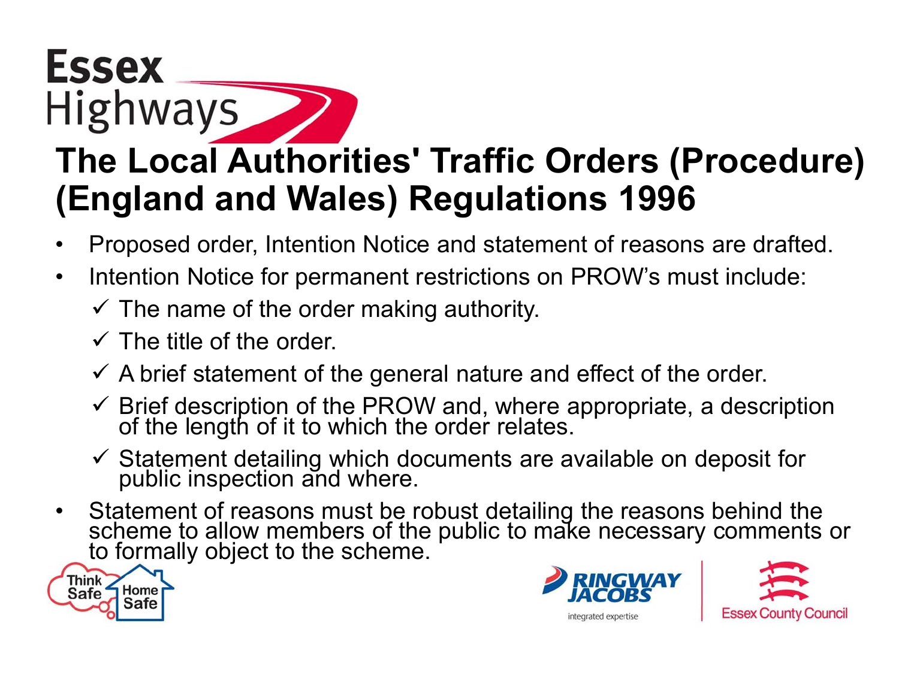# The Local Authorities' Traffic Orders (Procedure) (England and Wales) Regulations 1996

- Proposed order, Intention Notice and statement of reasons are drafted.
- Intention Notice for permanent restrictions on PROW's must include:
  - ✓ The name of the order making authority.
  - ✓ The title of the order.
  - ✓ A brief statement of the general nature and effect of the order.
  - ✓ Brief description of the PROW and, where appropriate, a description of the length of it to which the order relates.
  - ✓ Statement detailing which documents are available on deposit for public inspection and where.
- Statement of reasons must be robust detailing the reasons behind the scheme to allow members of the public to make necessary comments or to formally object to the scheme.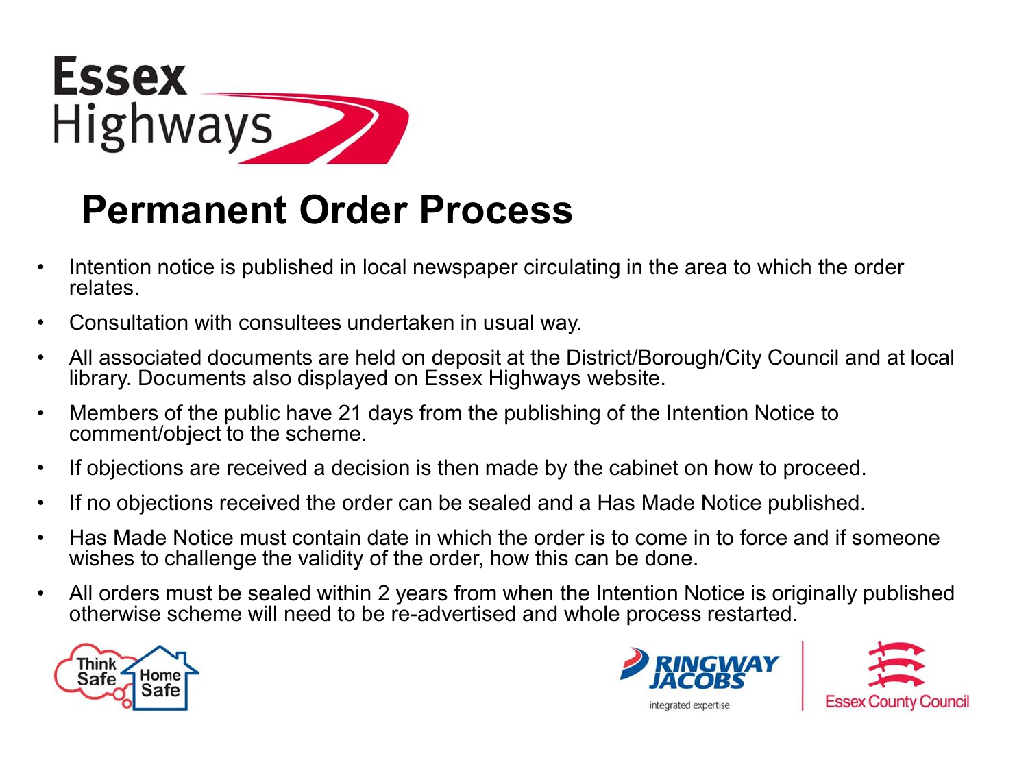# Permanent Order Process

- Intention notice is published in local newspaper circulating in the area to which the order relates.
- Consultation with consultees undertaken in usual way.
- All associated documents are held on deposit at the District/Borough/City Council and at local library. Documents also displayed on Essex Highways website.
- Members of the public have 21 days from the publishing of the Intention Notice to comment/object to the scheme.
- If objections are received a decision is then made by the cabinet on how to proceed.
- If no objections received the order can be sealed and a Has Made Notice published.
- Has Made Notice must contain date in which the order is to come in to force and if someone wishes to challenge the validity of the order, how this can be done.
- All orders must be sealed within 2 years from when the Intention Notice is originally published otherwise scheme will need to be re-advertised and whole process restarted.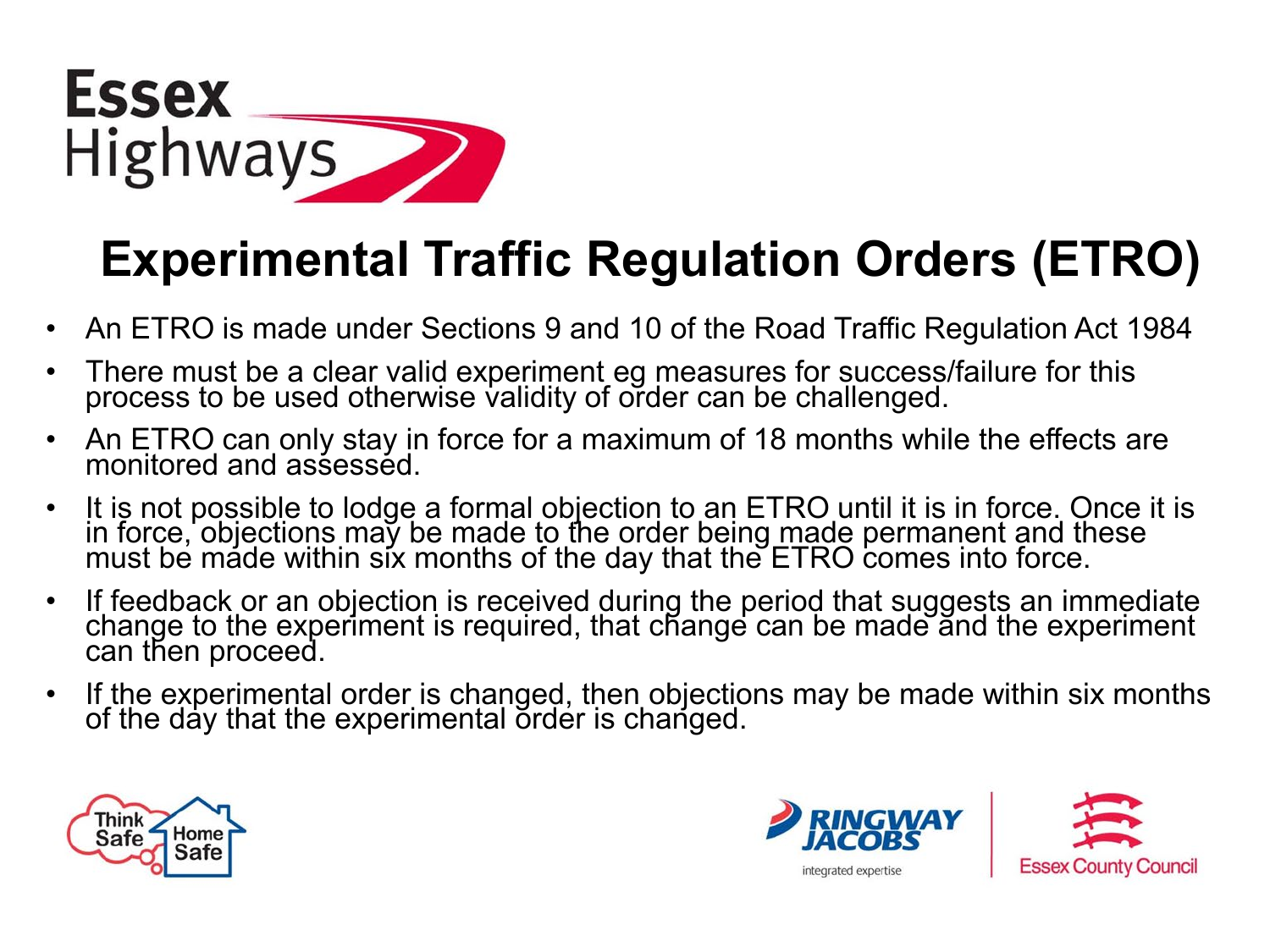# Experimental Traffic Regulation Orders (ETRO)

- An ETRO is made under Sections 9 and 10 of the Road Traffic Regulation Act 1984
- There must be a clear valid experiment eg measures for success/failure for this process to be used otherwise validity of order can be challenged.
- An ETRO can only stay in force for a maximum of 18 months while the effects are monitored and assessed.
- It is not possible to lodge a formal objection to an ETRO until it is in force. Once it is in force, objections may be made to the order being made permanent and these must be made within six months of the day that the ETRO comes into force.
- If feedback or an objection is received during the period that suggests an immediate change to the experiment is required, that change can be made and the experiment can then proceed.
- If the experimental order is changed, then objections may be made within six months of the day that the experimental order is changed.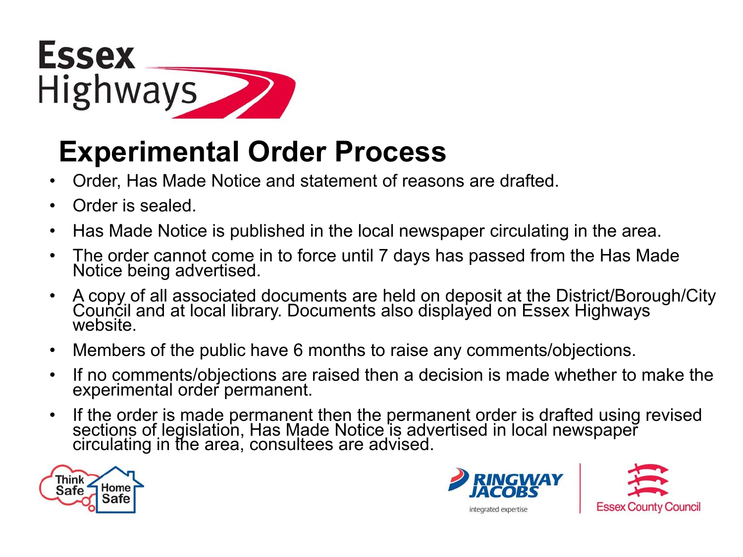# Experimental Order Process

- Order, Has Made Notice and statement of reasons are drafted.
- Order is sealed.
- Has Made Notice is published in the local newspaper circulating in the area.
- The order cannot come in to force until 7 days has passed from the Has Made Notice being advertised.
- A copy of all associated documents are held on deposit at the District/Borough/City Council and at local library. Documents also displayed on Essex Highways website.
- Members of the public have 6 months to raise any comments/objections.
- If no comments/objections are raised then a decision is made whether to make the experimental order permanent.
- If the order is made permanent then the permanent order is drafted using revised sections of legislation, Has Made Notice is advertised in local newspaper circulating in the area, consultees are advised.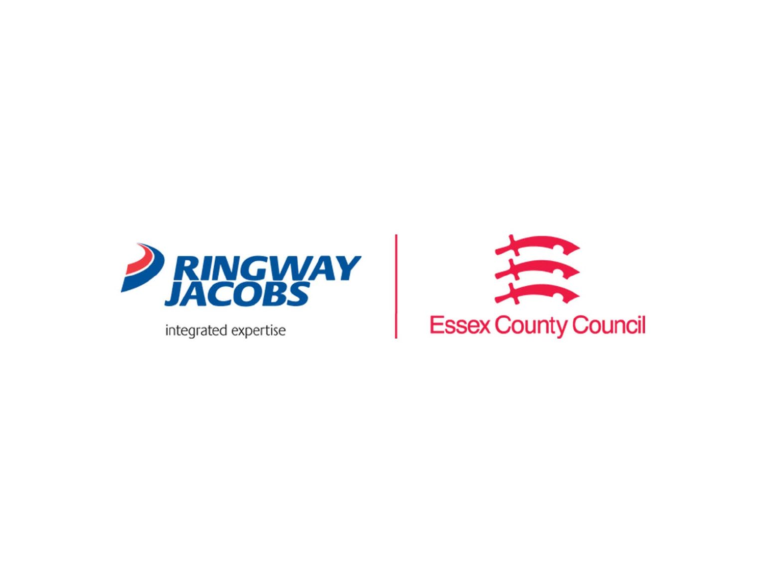RINGWAY JACOBS

integrated expertise

Essex County Council